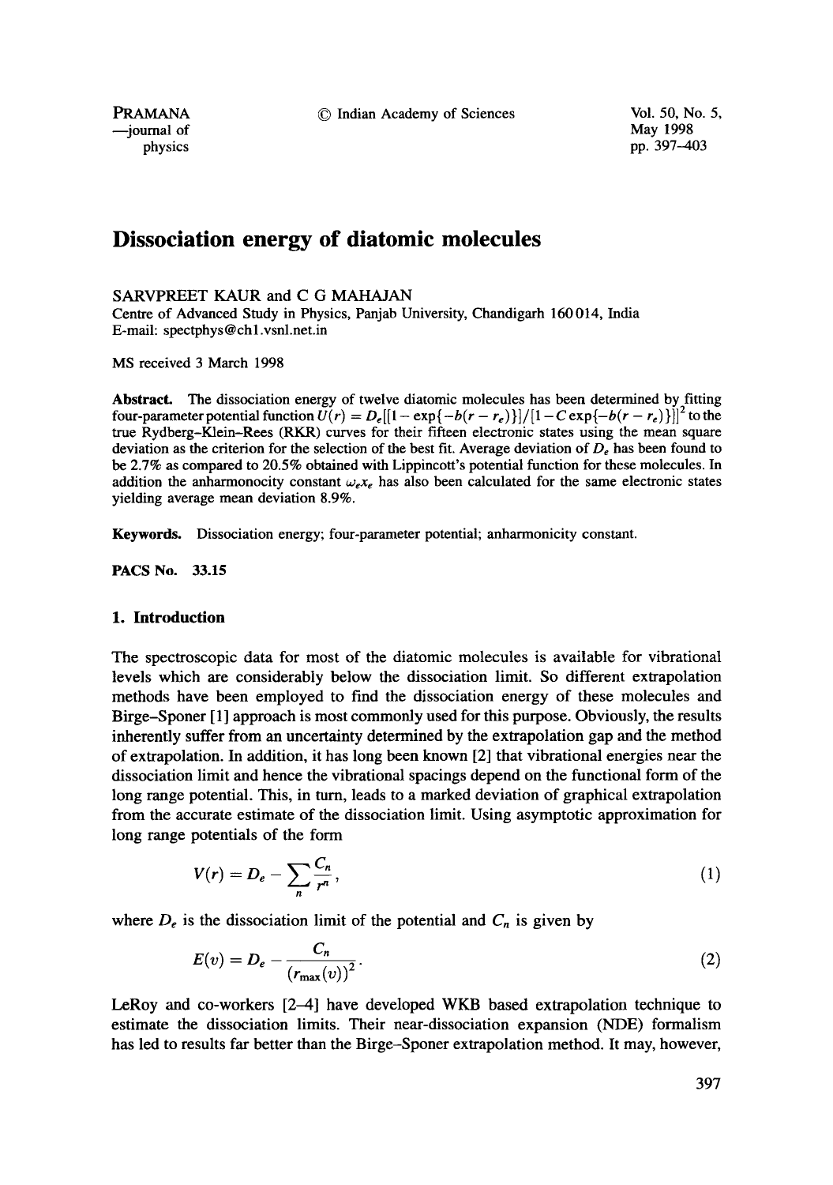# Dissociation energy of diatomic molecules

SARVPREET KAUR and C G MAHAJAN

Centre of Advanced Study in Physics, Panjab University, Chandigarh 160 014, India

E-mail: spectphys@ch1.vsnl.net.in

MS received 3 March 1998

**Abstract.** The dissociation energy of twelve diatomic molecules has been determined by fitting four-parameter potential function $U(r) = D_e[[1 - \exp\{-b(r - r_e)\}]/[1 - C\exp\{-b(r - r_e)\}]]^2$ to the true Rydberg–Klein–Rees (RKR) curves for their fifteen electronic states using the mean square deviation as the criterion for the selection of the best fit. Average deviation of $D_e$ has been found to be 2.7% as compared to 20.5% obtained with Lippincott's potential function for these molecules. In addition the anharmonocity constant $\omega_e x_e$ has also been calculated for the same electronic states yielding average mean deviation 8.9%.

**Keywords.** Dissociation energy; four-parameter potential; anharmonicity constant.

**PACS No.** 33.15

## 1. Introduction

The spectroscopic data for most of the diatomic molecules is available for vibrational levels which are considerably below the dissociation limit. So different extrapolation methods have been employed to find the dissociation energy of these molecules and Birge–Sponer [1] approach is most commonly used for this purpose. Obviously, the results inherently suffer from an uncertainty determined by the extrapolation gap and the method of extrapolation. In addition, it has long been known [2] that vibrational energies near the dissociation limit and hence the vibrational spacings depend on the functional form of the long range potential. This, in turn, leads to a marked deviation of graphical extrapolation from the accurate estimate of the dissociation limit. Using asymptotic approximation for long range potentials of the form

$$V(r) = D_e - \sum_n \frac{C_n}{r^n}, \tag{1}$$

where $D_e$ is the dissociation limit of the potential and $C_n$ is given by

$$E(v) = D_e - \frac{C_n}{(r_{\max}(v))^2}. \tag{2}$$

LeRoy and co-workers [2–4] have developed WKB based extrapolation technique to estimate the dissociation limits. Their near-dissociation expansion (NDE) formalism has led to results far better than the Birge–Sponer extrapolation method. It may, however,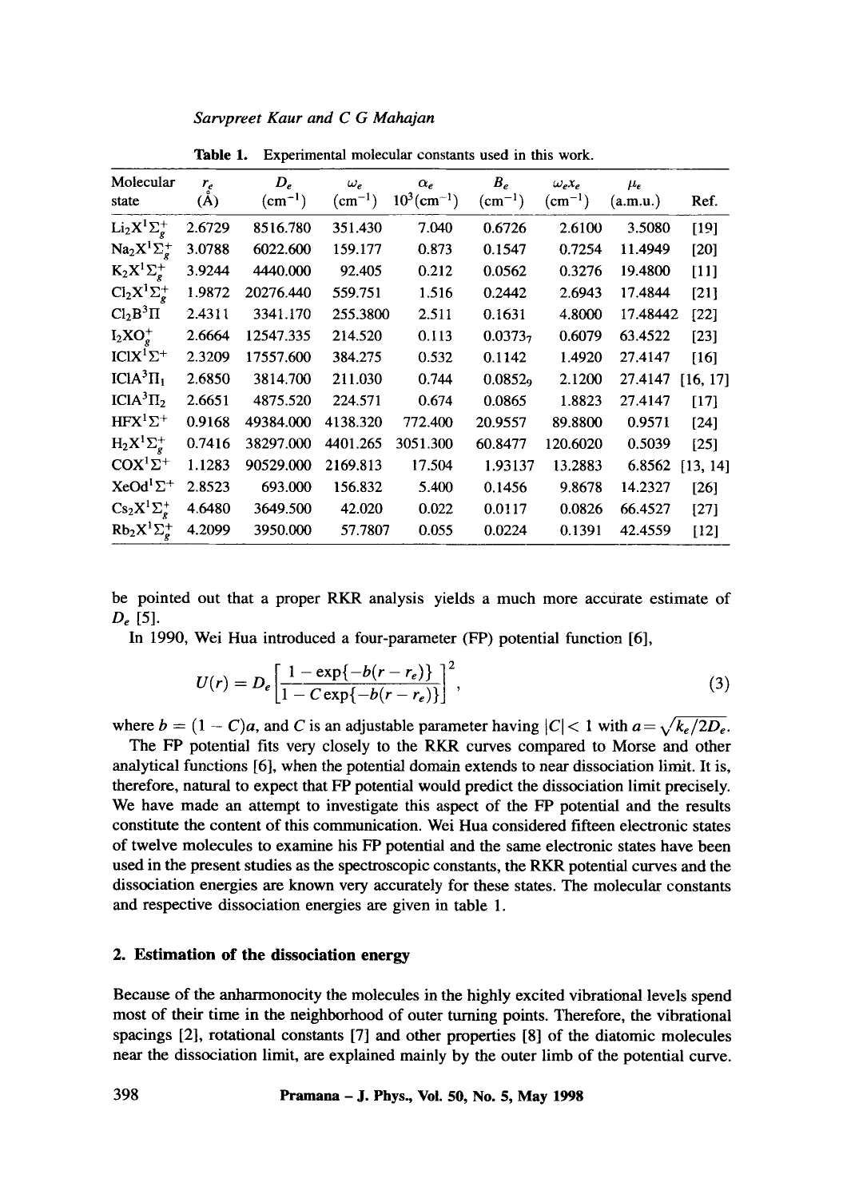**Table 1.** Experimental molecular constants used in this work.

| Molecular state | $r_e$ (Å) | $D_e$ ($cm^{-1}$) | $\omega_e$ ($cm^{-1}$) | $\alpha_e$ $10^3$($cm^{-1}$) | $B_e$ ($cm^{-1}$) | $\omega_e x_e$ ($cm^{-1}$) | $\mu_e$ (a.m.u.) | Ref. |
|---|---|---|---|---|---|---|---|---|
| $Li_2X^1\Sigma_g^+$ | 2.6729 | 8516.780 | 351.430 | 7.040 | 0.6726 | 2.6100 | 3.5080 | [19] |
| $Na_2X^1\Sigma_g^+$ | 3.0788 | 6022.600 | 159.177 | 0.873 | 0.1547 | 0.7254 | 11.4949 | [20] |
| $K_2X^1\Sigma_g^+$ | 3.9244 | 4440.000 | 92.405 | 0.212 | 0.0562 | 0.3276 | 19.4800 | [11] |
| $Cl_2X^1\Sigma_g^+$ | 1.9872 | 20276.440 | 559.751 | 1.516 | 0.2442 | 2.6943 | 17.4844 | [21] |
| $Cl_2B^3\Pi$ | 2.4311 | 3341.170 | 255.3800 | 2.511 | 0.1631 | 4.8000 | 17.48442 | [22] |
| $I_2XO_g^+$ | 2.6664 | 12547.335 | 214.520 | 0.113 | $0.0373_7$ | 0.6079 | 63.4522 | [23] |
| $ICIX^1\Sigma^+$ | 2.3209 | 17557.600 | 384.275 | 0.532 | 0.1142 | 1.4920 | 27.4147 | [16] |
| $ICIA^3\Pi_1$ | 2.6850 | 3814.700 | 211.030 | 0.744 | $0.0852_9$ | 2.1200 | 27.4147 | [16, 17] |
| $ICIA^3\Pi_2$ | 2.6651 | 4875.520 | 224.571 | 0.674 | 0.0865 | 1.8823 | 27.4147 | [17] |
| $HFX^1\Sigma^+$ | 0.9168 | 49384.000 | 4138.320 | 772.400 | 20.9557 | 89.8800 | 0.9571 | [24] |
| $H_2X^1\Sigma_g^+$ | 0.7416 | 38297.000 | 4401.265 | 3051.300 | 60.8477 | 120.6020 | 0.5039 | [25] |
| $COX^1\Sigma^+$ | 1.1283 | 90529.000 | 2169.813 | 17.504 | 1.93137 | 13.2883 | 6.8562 | [13, 14] |
| $XeOd^1\Sigma^+$ | 2.8523 | 693.000 | 156.832 | 5.400 | 0.1456 | 9.8678 | 14.2327 | [26] |
| $Cs_2X^1\Sigma_g^+$ | 4.6480 | 3649.500 | 42.020 | 0.022 | 0.0117 | 0.0826 | 66.4527 | [27] |
| $Rb_2X^1\Sigma_g^+$ | 4.2099 | 3950.000 | 57.7807 | 0.055 | 0.0224 | 0.1391 | 42.4559 | [12] |

be pointed out that a proper RKR analysis yields a much more accurate estimate of $D_e$ [5].

In 1990, Wei Hua introduced a four-parameter (FP) potential function [6],

$$U(r) = D_e\left[\frac{1-\exp\{-b(r-r_e)\}}{1-C\exp\{-b(r-r_e)\}}\right]^2, \tag{3}$$

where $b = (1-C)a$, and $C$ is an adjustable parameter having $|C| < 1$ with $a = \sqrt{k_e/2D_e}$.

The FP potential fits very closely to the RKR curves compared to Morse and other analytical functions [6], when the potential domain extends to near dissociation limit. It is, therefore, natural to expect that FP potential would predict the dissociation limit precisely. We have made an attempt to investigate this aspect of the FP potential and the results constitute the content of this communication. Wei Hua considered fifteen electronic states of twelve molecules to examine his FP potential and the same electronic states have been used in the present studies as the spectroscopic constants, the RKR potential curves and the dissociation energies are known very accurately for these states. The molecular constants and respective dissociation energies are given in table 1.

## 2. Estimation of the dissociation energy

Because of the anharmonocity the molecules in the highly excited vibrational levels spend most of their time in the neighborhood of outer turning points. Therefore, the vibrational spacings [2], rotational constants [7] and other properties [8] of the diatomic molecules near the dissociation limit, are explained mainly by the outer limb of the potential curve.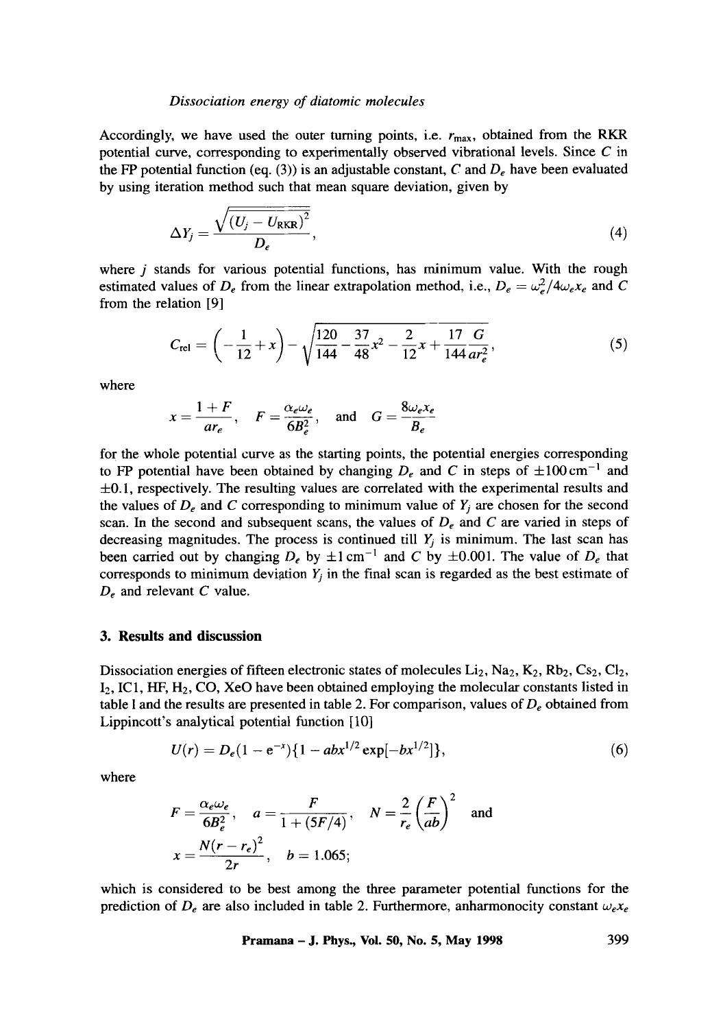Accordingly, we have used the outer turning points, i.e. $r_{max}$, obtained from the RKR potential curve, corresponding to experimentally observed vibrational levels. Since $C$ in the FP potential function (eq. (3)) is an adjustable constant, $C$ and $D_e$ have been evaluated by using iteration method such that mean square deviation, given by

$$\Delta Y_j = \frac{\sqrt{(U_j - U_{\mathrm{RKR}})^2}}{D_e}, \tag{4}$$

where $j$ stands for various potential functions, has minimum value. With the rough estimated values of $D_e$ from the linear extrapolation method, i.e., $D_e = \omega_e^2/4\omega_e x_e$ and $C$ from the relation [9]

$$C_{\mathrm{rel}} = \left(-\frac{1}{12} + x\right) - \sqrt{\frac{120}{144} - \frac{37}{48}x^2 - \frac{2}{12}x + \frac{17}{144}\frac{G}{ar_e^2}}, \tag{5}$$

where

$$x = \frac{1+F}{ar_e}, \quad F = \frac{\alpha_e \omega_e}{6B_e^2}, \quad \text{and} \quad G = \frac{8\omega_e x_e}{B_e}$$

for the whole potential curve as the starting points, the potential energies corresponding to FP potential have been obtained by changing $D_e$ and $C$ in steps of $\pm 100\,\mathrm{cm}^{-1}$ and $\pm 0.1$, respectively. The resulting values are correlated with the experimental results and the values of $D_e$ and $C$ corresponding to minimum value of $Y_j$ are chosen for the second scan. In the second and subsequent scans, the values of $D_e$ and $C$ are varied in steps of decreasing magnitudes. The process is continued till $Y_j$ is minimum. The last scan has been carried out by changing $D_e$ by $\pm 1\,\mathrm{cm}^{-1}$ and $C$ by $\pm 0.001$. The value of $D_e$ that corresponds to minimum deviation $Y_j$ in the final scan is regarded as the best estimate of $D_e$ and relevant $C$ value.

## 3. Results and discussion

Dissociation energies of fifteen electronic states of molecules $Li_2$, $Na_2$, $K_2$, $Rb_2$, $Cs_2$, $Cl_2$, $I_2$, ICl, HF, $H_2$, CO, XeO have been obtained employing the molecular constants listed in table 1 and the results are presented in table 2. For comparison, values of $D_e$ obtained from Lippincott's analytical potential function [10]

$$U(r) = D_e(1 - e^{-x})\{1 - abx^{1/2}\exp[-bx^{1/2}]\}, \tag{6}$$

where

$$F = \frac{\alpha_e \omega_e}{6B_e^2}, \quad a = \frac{F}{1 + (5F/4)}, \quad N = \frac{2}{r_e}\left(\frac{F}{ab}\right)^2 \quad \text{and}$$

$$x = \frac{N(r - r_e)^2}{2r}, \quad b = 1.065;$$

which is considered to be best among the three parameter potential functions for the prediction of $D_e$ are also included in table 2. Furthermore, anharmonocity constant $\omega_e x_e$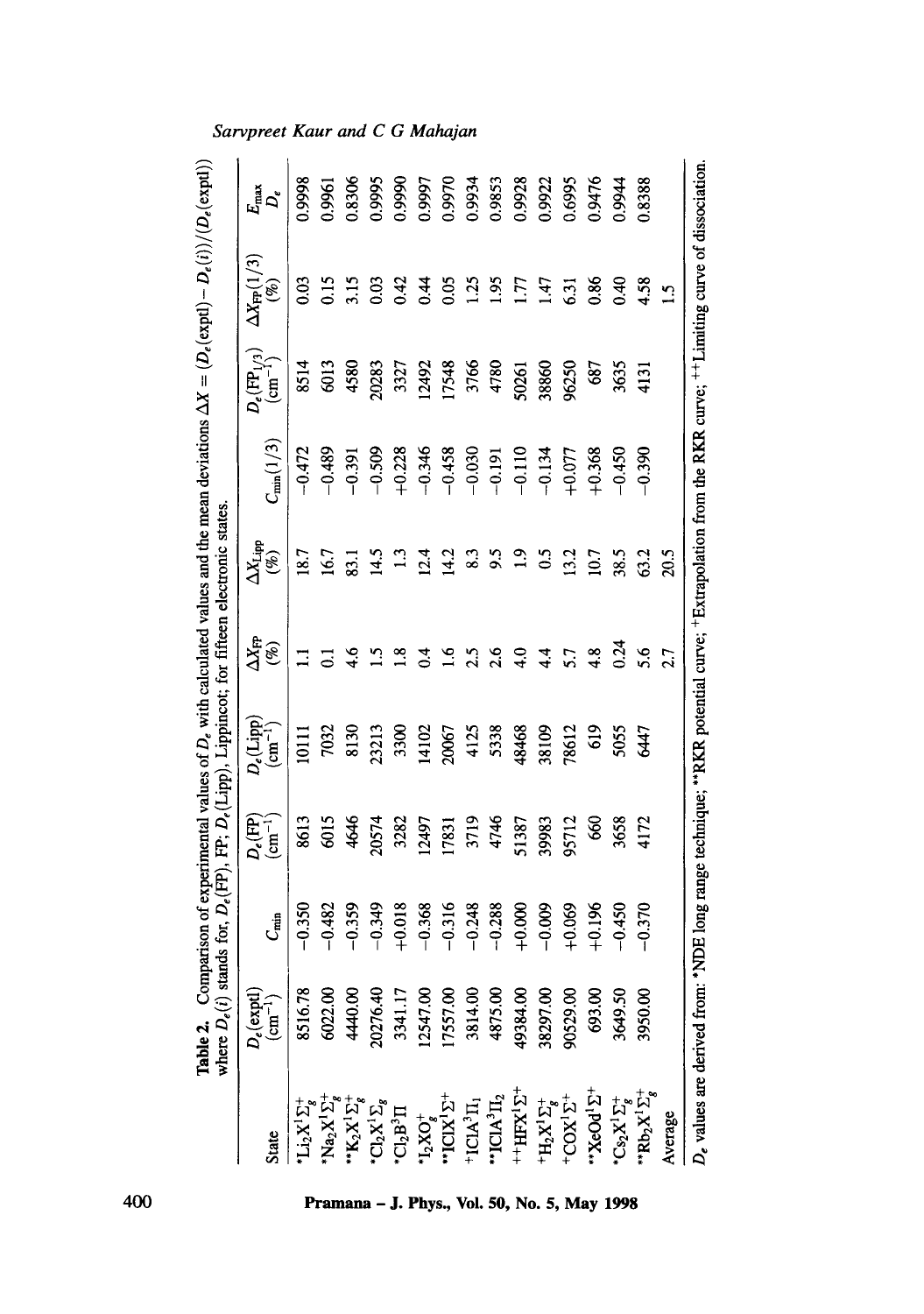**Table 2.** Comparison of experimental values of $D_e$ with calculated values and the mean deviations $\Delta X = (D_e(\text{exptl}) - D_e(i))/(D_e(\text{exptl}))$ where $D_e(i)$ stands for, $D_e(\text{FP})$, FP; $D_e(\text{Lipp})$, Lippincot; for fifteen electronic states.

| State | $D_e$(exptl) ($\text{cm}^{-1}$) | $C_{\min}$ | $D_e$(FP) ($\text{cm}^{-1}$) | $D_e$(Lipp) ($\text{cm}^{-1}$) | $\Delta X_{\text{FP}}$ (%) | $\Delta X_{\text{Lipp}}$ (%) | $C_{\min}(1/3)$ | $D_e(\text{FP}_{1/3})$ ($\text{cm}^{-1}$) | $\Delta X_{\text{FP}}(1/3)$ (%) | $\frac{E_{\max}}{D_e}$ |
|---|---|---|---|---|---|---|---|---|---|---|
| *$Li_2X^1\Sigma_g^+$ | 8516.78 | −0.350 | 8613 | 10111 | 1.1 | 18.7 | −0.472 | 8514 | 0.03 | 0.9998 |
| *$Na_2X^1\Sigma_g^+$ | 6022.00 | −0.482 | 6015 | 7032 | 0.1 | 16.7 | −0.489 | 6013 | 0.15 | 0.9961 |
| **$K_2X^1\Sigma_g^+$ | 4440.00 | −0.359 | 4646 | 8130 | 4.6 | 83.1 | −0.391 | 4580 | 3.15 | 0.8306 |
| *$Cl_2X^1\Sigma_g$ | 20276.40 | −0.349 | 20574 | 23213 | 1.5 | 14.5 | −0.509 | 20283 | 0.03 | 0.9995 |
| *$Cl_2B^3\Pi$ | 3341.17 | +0.018 | 3282 | 3300 | 1.8 | 1.3 | +0.228 | 3327 | 0.42 | 0.9990 |
| *$I_2XO_g^+$ | 12547.00 | −0.368 | 12497 | 14102 | 0.4 | 12.4 | −0.346 | 12492 | 0.44 | 0.9997 |
| **$IClX^1\Sigma^+$ | 17557.00 | −0.316 | 17831 | 20067 | 1.6 | 14.2 | −0.458 | 17548 | 0.05 | 0.9970 |
| +$IClA^3\Pi_1$ | 3814.00 | −0.248 | 3719 | 4125 | 2.5 | 8.3 | −0.030 | 3766 | 1.25 | 0.9934 |
| **$IClA^3\Pi_2$ | 4875.00 | −0.288 | 4746 | 5338 | 2.6 | 9.5 | −0.191 | 4780 | 1.95 | 0.9853 |
| ++$HFX^1\Sigma^+$ | 49384.00 | +0.000 | 51387 | 48468 | 4.0 | 1.9 | −0.110 | 50261 | 1.77 | 0.9928 |
| +$H_2X^1\Sigma_g^+$ | 38297.00 | −0.009 | 39983 | 38109 | 4.4 | 0.5 | −0.134 | 38860 | 1.47 | 0.9922 |
| +$COX^1\Sigma^+$ | 90529.00 | +0.069 | 95712 | 78612 | 5.7 | 13.2 | +0.077 | 96250 | 6.31 | 0.6995 |
| **$XeOd^1\Sigma^+$ | 693.00 | +0.196 | 660 | 619 | 4.8 | 10.7 | +0.368 | 687 | 0.86 | 0.9476 |
| *$Cs_2X^1\Sigma_g^+$ | 3649.50 | −0.450 | 3658 | 5055 | 0.24 | 38.5 | −0.450 | 3635 | 0.40 | 0.9944 |
| **$Rb_2X^1\Sigma_g^+$ | 3950.00 | −0.370 | 4172 | 6447 | 5.6 | 63.2 | −0.390 | 4131 | 4.58 | 0.8388 |
| Average | | | | | 2.7 | 20.5 | | | 1.5 | |

$D_e$ values are derived from: *NDE long range technique; **RKR potential curve; +Extrapolation from the RKR curve; ++Limiting curve of dissociation.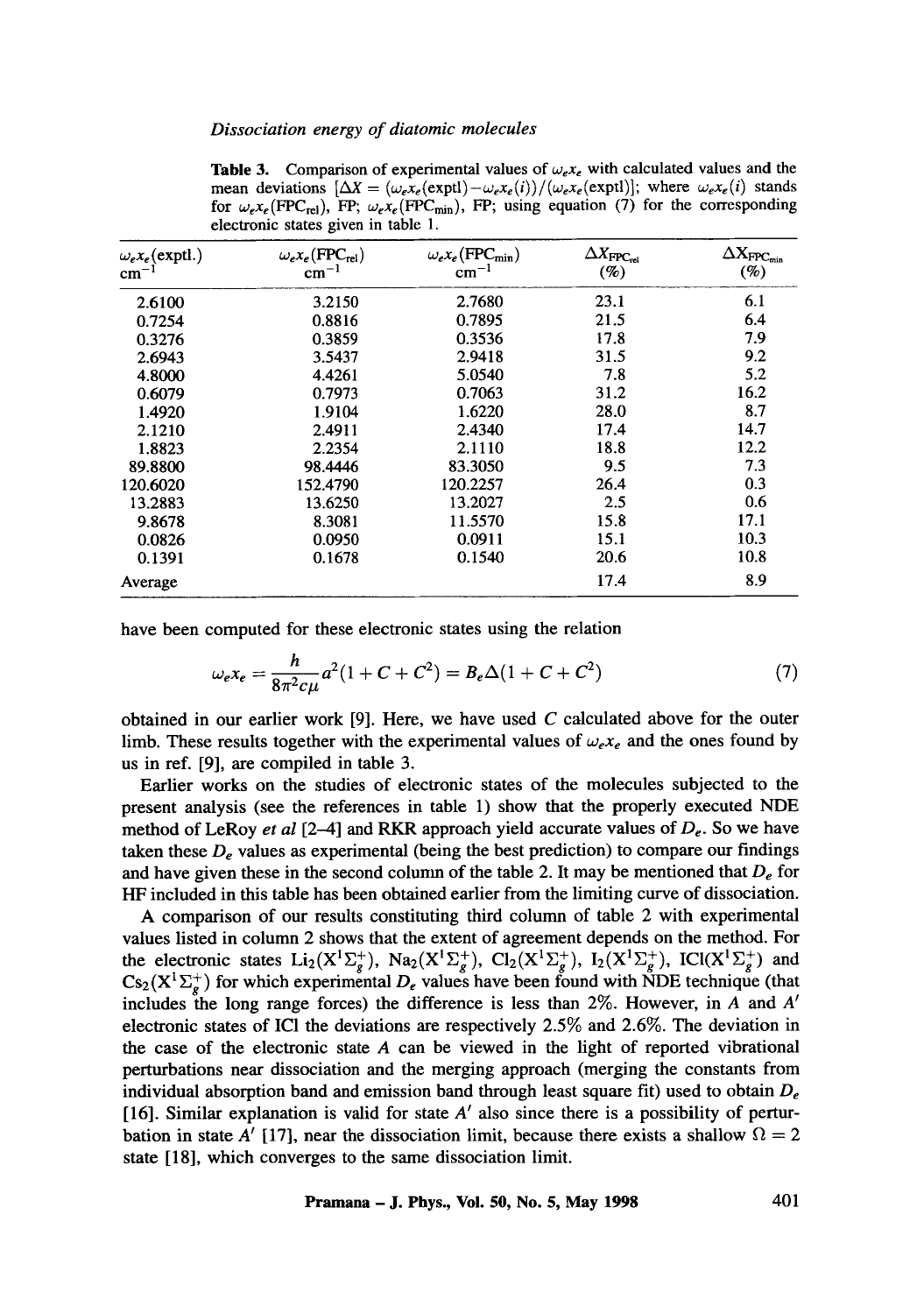**Table 3.** Comparison of experimental values of $\omega_e x_e$ with calculated values and the mean deviations $[\Delta X = (\omega_e x_e(\text{exptl}) - \omega_e x_e(i))/(\omega_e x_e(\text{exptl})]$; where $\omega_e x_e(i)$ stands for $\omega_e x_e(\text{FPC}_{\text{rel}})$, FP; $\omega_e x_e(\text{FPC}_{\text{min}})$, FP; using equation (7) for the corresponding electronic states given in table 1.

| $\omega_e x_e$(exptl.) $\text{cm}^{-1}$ | $\omega_e x_e(\text{FPC}_{\text{rel}})$ $\text{cm}^{-1}$ | $\omega_e x_e(\text{FPC}_{\text{min}})$ $\text{cm}^{-1}$ | $\Delta X_{\text{FPC}_{\text{rel}}}$ (%) | $\Delta X_{\text{FPC}_{\text{min}}}$ (%) |
|---|---|---|---|---|
| 2.6100 | 3.2150 | 2.7680 | 23.1 | 6.1 |
| 0.7254 | 0.8816 | 0.7895 | 21.5 | 6.4 |
| 0.3276 | 0.3859 | 0.3536 | 17.8 | 7.9 |
| 2.6943 | 3.5437 | 2.9418 | 31.5 | 9.2 |
| 4.8000 | 4.4261 | 5.0540 | 7.8 | 5.2 |
| 0.6079 | 0.7973 | 0.7063 | 31.2 | 16.2 |
| 1.4920 | 1.9104 | 1.6220 | 28.0 | 8.7 |
| 2.1210 | 2.4911 | 2.4340 | 17.4 | 14.7 |
| 1.8823 | 2.2354 | 2.1110 | 18.8 | 12.2 |
| 89.8800 | 98.4446 | 83.3050 | 9.5 | 7.3 |
| 120.6020 | 152.4790 | 120.2257 | 26.4 | 0.3 |
| 13.2883 | 13.6250 | 13.2027 | 2.5 | 0.6 |
| 9.8678 | 8.3081 | 11.5570 | 15.8 | 17.1 |
| 0.0826 | 0.0950 | 0.0911 | 15.1 | 10.3 |
| 0.1391 | 0.1678 | 0.1540 | 20.6 | 10.8 |
| Average | | | 17.4 | 8.9 |

have been computed for these electronic states using the relation

$$\omega_e x_e = \frac{h}{8\pi^2 c\mu} a^2 (1 + C + C^2) = B_e \Delta (1 + C + C^2) \tag{7}$$

obtained in our earlier work [9]. Here, we have used $C$ calculated above for the outer limb. These results together with the experimental values of $\omega_e x_e$ and the ones found by us in ref. [9], are compiled in table 3.

Earlier works on the studies of electronic states of the molecules subjected to the present analysis (see the references in table 1) show that the properly executed NDE method of LeRoy *et al* [2–4] and RKR approach yield accurate values of $D_e$. So we have taken these $D_e$ values as experimental (being the best prediction) to compare our findings and have given these in the second column of the table 2. It may be mentioned that $D_e$ for HF included in this table has been obtained earlier from the limiting curve of dissociation.

A comparison of our results constituting third column of table 2 with experimental values listed in column 2 shows that the extent of agreement depends on the method. For the electronic states $Li_2(X^1\Sigma_g^+)$, $Na_2(X^1\Sigma_g^+)$, $Cl_2(X^1\Sigma_g^+)$, $I_2(X^1\Sigma_g^+)$, $ICl(X^1\Sigma_g^+)$ and $Cs_2(X^1\Sigma_g^+)$ for which experimental $D_e$ values have been found with NDE technique (that includes the long range forces) the difference is less than 2%. However, in $A$ and $A'$ electronic states of ICl the deviations are respectively 2.5% and 2.6%. The deviation in the case of the electronic state $A$ can be viewed in the light of reported vibrational perturbations near dissociation and the merging approach (merging the constants from individual absorption band and emission band through least square fit) used to obtain $D_e$ [16]. Similar explanation is valid for state $A'$ also since there is a possibility of perturbation in state $A'$ [17], near the dissociation limit, because there exists a shallow $\Omega = 2$ state [18], which converges to the same dissociation limit.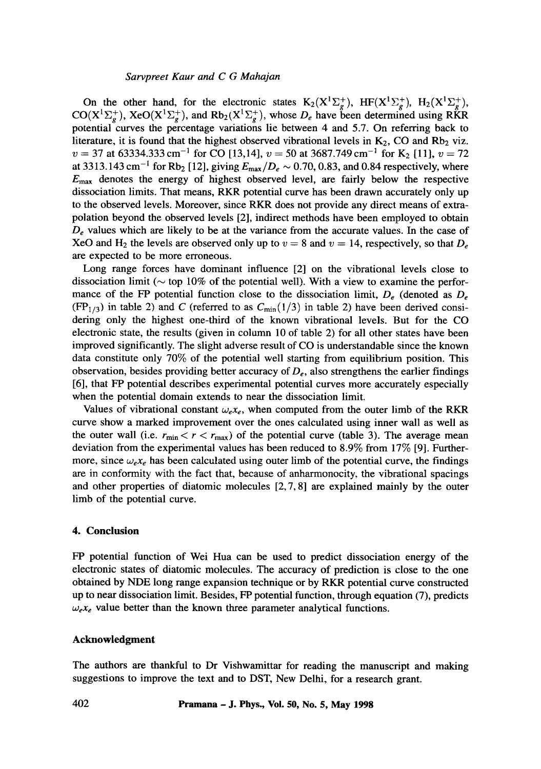On the other hand, for the electronic states $K_2(X^1\Sigma_g^+)$, $HF(X^1\Sigma_g^+)$, $H_2(X^1\Sigma_g^+)$, $CO(X^1\Sigma_g^+)$, $XeO(X^1\Sigma_g^+)$, and $Rb_2(X^1\Sigma_g^+)$, whose $D_e$ have been determined using RKR potential curves the percentage variations lie between 4 and 5.7. On referring back to literature, it is found that the highest observed vibrational levels in $K_2$, CO and $Rb_2$ viz. $v = 37$ at $63334.333\,\mathrm{cm}^{-1}$ for CO [13,14], $v = 50$ at $3687.749\,\mathrm{cm}^{-1}$ for $K_2$ [11], $v = 72$ at $3313.143\,\mathrm{cm}^{-1}$ for $Rb_2$ [12], giving $E_{max}/D_e \sim 0.70, 0.83$, and $0.84$ respectively, where $E_{max}$ denotes the energy of highest observed level, are fairly below the respective dissociation limits. That means, RKR potential curve has been drawn accurately only up to the observed levels. Moreover, since RKR does not provide any direct means of extrapolation beyond the observed levels [2], indirect methods have been employed to obtain $D_e$ values which are likely to be at the variance from the accurate values. In the case of XeO and $H_2$ the levels are observed only up to $v = 8$ and $v = 14$, respectively, so that $D_e$ are expected to be more erroneous.

Long range forces have dominant influence [2] on the vibrational levels close to dissociation limit ($\sim$ top 10% of the potential well). With a view to examine the performance of the FP potential function close to the dissociation limit, $D_e$ (denoted as $D_e$ $(\mathrm{FP}_{1/3})$ in table 2) and $C$ (referred to as $C_{\min}(1/3)$ in table 2) have been derived considering only the highest one-third of the known vibrational levels. But for the CO electronic state, the results (given in column 10 of table 2) for all other states have been improved significantly. The slight adverse result of CO is understandable since the known data constitute only 70% of the potential well starting from equilibrium position. This observation, besides providing better accuracy of $D_e$, also strengthens the earlier findings [6], that FP potential describes experimental potential curves more accurately especially when the potential domain extends to near the dissociation limit.

Values of vibrational constant $\omega_e x_e$, when computed from the outer limb of the RKR curve show a marked improvement over the ones calculated using inner wall as well as the outer wall (i.e. $r_{\min} < r < r_{\max}$) of the potential curve (table 3). The average mean deviation from the experimental values has been reduced to 8.9% from 17% [9]. Furthermore, since $\omega_e x_e$ has been calculated using outer limb of the potential curve, the findings are in conformity with the fact that, because of anharmonocity, the vibrational spacings and other properties of diatomic molecules [2,7,8] are explained mainly by the outer limb of the potential curve.

## 4. Conclusion

FP potential function of Wei Hua can be used to predict dissociation energy of the electronic states of diatomic molecules. The accuracy of prediction is close to the one obtained by NDE long range expansion technique or by RKR potential curve constructed up to near dissociation limit. Besides, FP potential function, through equation (7), predicts $\omega_e x_e$ value better than the known three parameter analytical functions.

## Acknowledgment

The authors are thankful to Dr Vishwamittar for reading the manuscript and making suggestions to improve the text and to DST, New Delhi, for a research grant.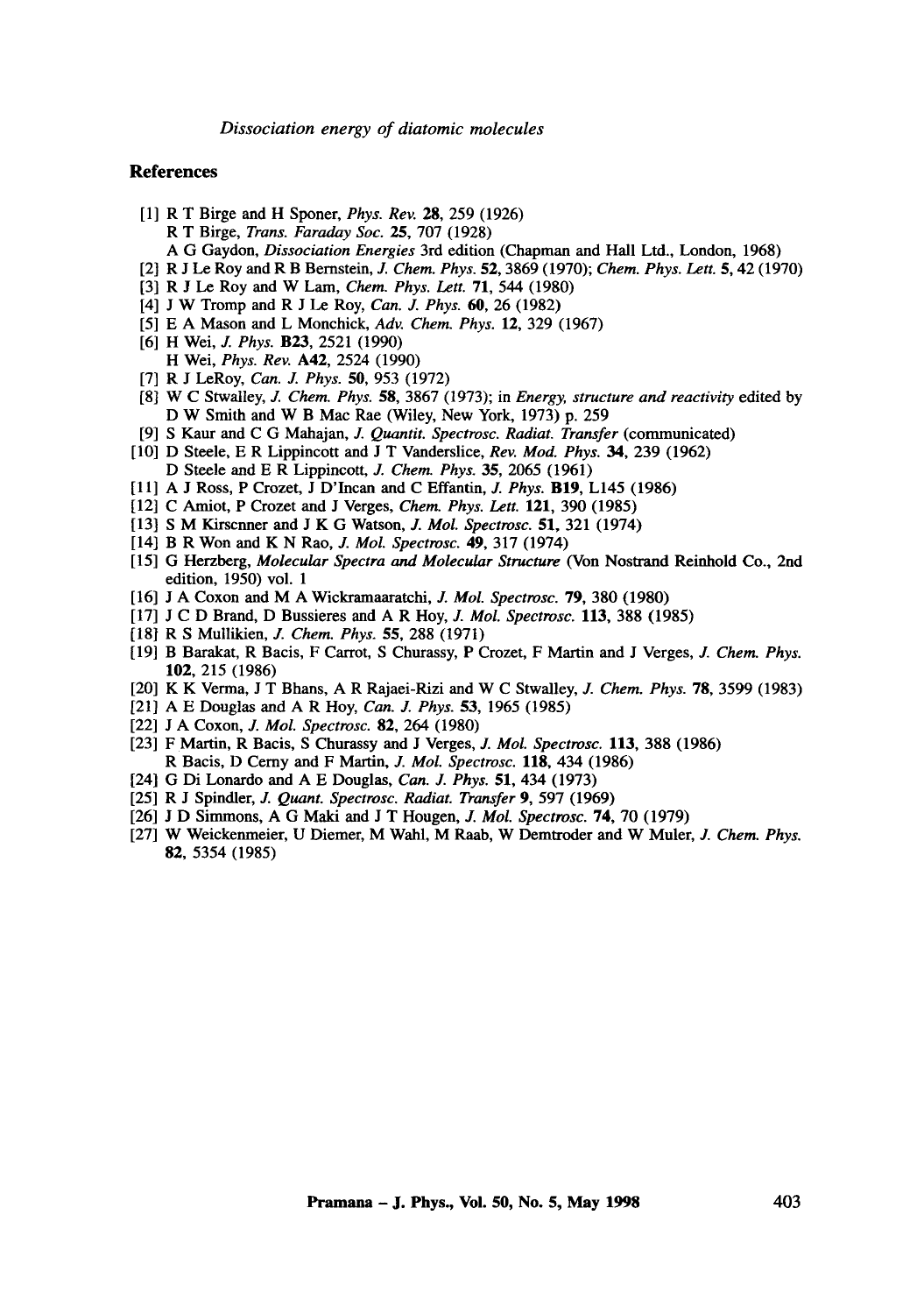## References

[1] R T Birge and H Sponer, *Phys. Rev.* **28**, 259 (1926)
R T Birge, *Trans. Faraday Soc.* **25**, 707 (1928)
A G Gaydon, *Dissociation Energies* 3rd edition (Chapman and Hall Ltd., London, 1968)

[2] R J Le Roy and R B Bernstein, *J. Chem. Phys.* **52**, 3869 (1970); *Chem. Phys. Lett.* **5**, 42 (1970)

[3] R J Le Roy and W Lam, *Chem. Phys. Lett.* **71**, 544 (1980)

[4] J W Tromp and R J Le Roy, *Can. J. Phys.* **60**, 26 (1982)

[5] E A Mason and L Monchick, *Adv. Chem. Phys.* **12**, 329 (1967)

[6] H Wei, *J. Phys.* **B23**, 2521 (1990)
H Wei, *Phys. Rev.* **A42**, 2524 (1990)

[7] R J LeRoy, *Can. J. Phys.* **50**, 953 (1972)

[8] W C Stwalley, *J. Chem. Phys.* **58**, 3867 (1973); in *Energy, structure and reactivity* edited by D W Smith and W B Mac Rae (Wiley, New York, 1973) p. 259

[9] S Kaur and C G Mahajan, *J. Quantit. Spectrosc. Radiat. Transfer* (communicated)

[10] D Steele, E R Lippincott and J T Vanderslice, *Rev. Mod. Phys.* **34**, 239 (1962)
D Steele and E R Lippincott, *J. Chem. Phys.* **35**, 2065 (1961)

[11] A J Ross, P Crozet, J D'Incan and C Effantin, *J. Phys.* **B19**, L145 (1986)

[12] C Amiot, P Crozet and J Verges, *Chem. Phys. Lett.* **121**, 390 (1985)

[13] S M Kirscnner and J K G Watson, *J. Mol. Spectrosc.* **51**, 321 (1974)

[14] B R Won and K N Rao, *J. Mol. Spectrosc.* **49**, 317 (1974)

[15] G Herzberg, *Molecular Spectra and Molecular Structure* (Von Nostrand Reinhold Co., 2nd edition, 1950) vol. 1

[16] J A Coxon and M A Wickramaaratchi, *J. Mol. Spectrosc.* **79**, 380 (1980)

[17] J C D Brand, D Bussieres and A R Hoy, *J. Mol. Spectrosc.* **113**, 388 (1985)

[18] R S Mullikien, *J. Chem. Phys.* **55**, 288 (1971)

[19] B Barakat, R Bacis, F Carrot, S Churassy, P Crozet, F Martin and J Verges, *J. Chem. Phys.* **102**, 215 (1986)

[20] K K Verma, J T Bhans, A R Rajaei-Rizi and W C Stwalley, *J. Chem. Phys.* **78**, 3599 (1983)

[21] A E Douglas and A R Hoy, *Can. J. Phys.* **53**, 1965 (1985)

[22] J A Coxon, *J. Mol. Spectrosc.* **82**, 264 (1980)

[23] F Martin, R Bacis, S Churassy and J Verges, *J. Mol. Spectrosc.* **113**, 388 (1986)
R Bacis, D Cerny and F Martin, *J. Mol. Spectrosc.* **118**, 434 (1986)

[24] G Di Lonardo and A E Douglas, *Can. J. Phys.* **51**, 434 (1973)

[25] R J Spindler, *J. Quant. Spectrosc. Radiat. Transfer* **9**, 597 (1969)

[26] J D Simmons, A G Maki and J T Hougen, *J. Mol. Spectrosc.* **74**, 70 (1979)

[27] W Weickenmeier, U Diemer, M Wahl, M Raab, W Demtroder and W Muler, *J. Chem. Phys.* **82**, 5354 (1985)